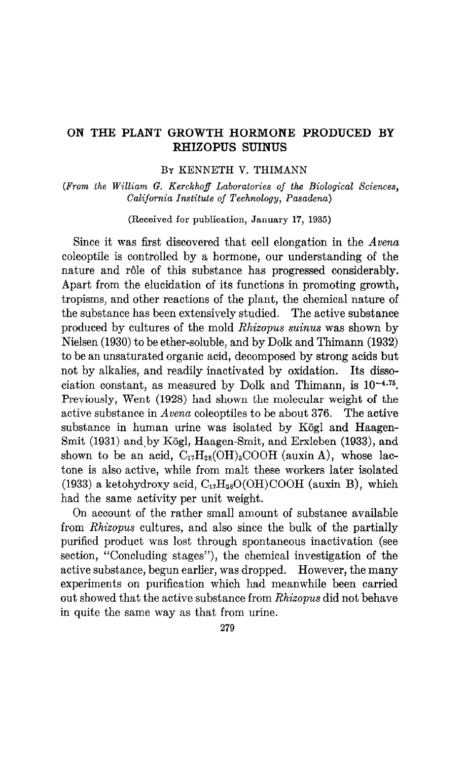# ON THE PLANT GROWTH HORMONE PRODUCED BY RHIZOPUS SUINUS

By KENNETH V. THIMANN

*(From the William G. Kerckhoff Laboratories of the Biological Sciences, California Institute of Technology, Pasadena)*

(Received for publication, January 17, 1935)

Since it was first discovered that cell elongation in the *Avena* coleoptile is controlled by a hormone, our understanding of the nature and rôle of this substance has progressed considerably. Apart from the elucidation of its functions in promoting growth, tropisms, and other reactions of the plant, the chemical nature of the substance has been extensively studied. The active substance produced by cultures of the mold *Rhizopus suinus* was shown by Nielsen (1930) to be ether-soluble, and by Dolk and Thimann (1932) to be an unsaturated organic acid, decomposed by strong acids but not by alkalies, and readily inactivated by oxidation. Its dissociation constant, as measured by Dolk and Thimann, is $10^{-4.75}$. Previously, Went (1928) had shown the molecular weight of the active substance in *Avena* coleoptiles to be about 376. The active substance in human urine was isolated by Kögl and Haagen-Smit (1931) and by Kögl, Haagen-Smit, and Erxleben (1933), and shown to be an acid, $C_{17}H_{28}(OH)_3COOH$ (auxin A), whose lactone is also active, while from malt these workers later isolated (1933) a ketohydroxy acid, $C_{17}H_{28}O(OH)COOH$ (auxin B), which had the same activity per unit weight.

On account of the rather small amount of substance available from *Rhizopus* cultures, and also since the bulk of the partially purified product was lost through spontaneous inactivation (see section, "Concluding stages"), the chemical investigation of the active substance, begun earlier, was dropped. However, the many experiments on purification which had meanwhile been carried out showed that the active substance from *Rhizopus* did not behave in quite the same way as that from urine.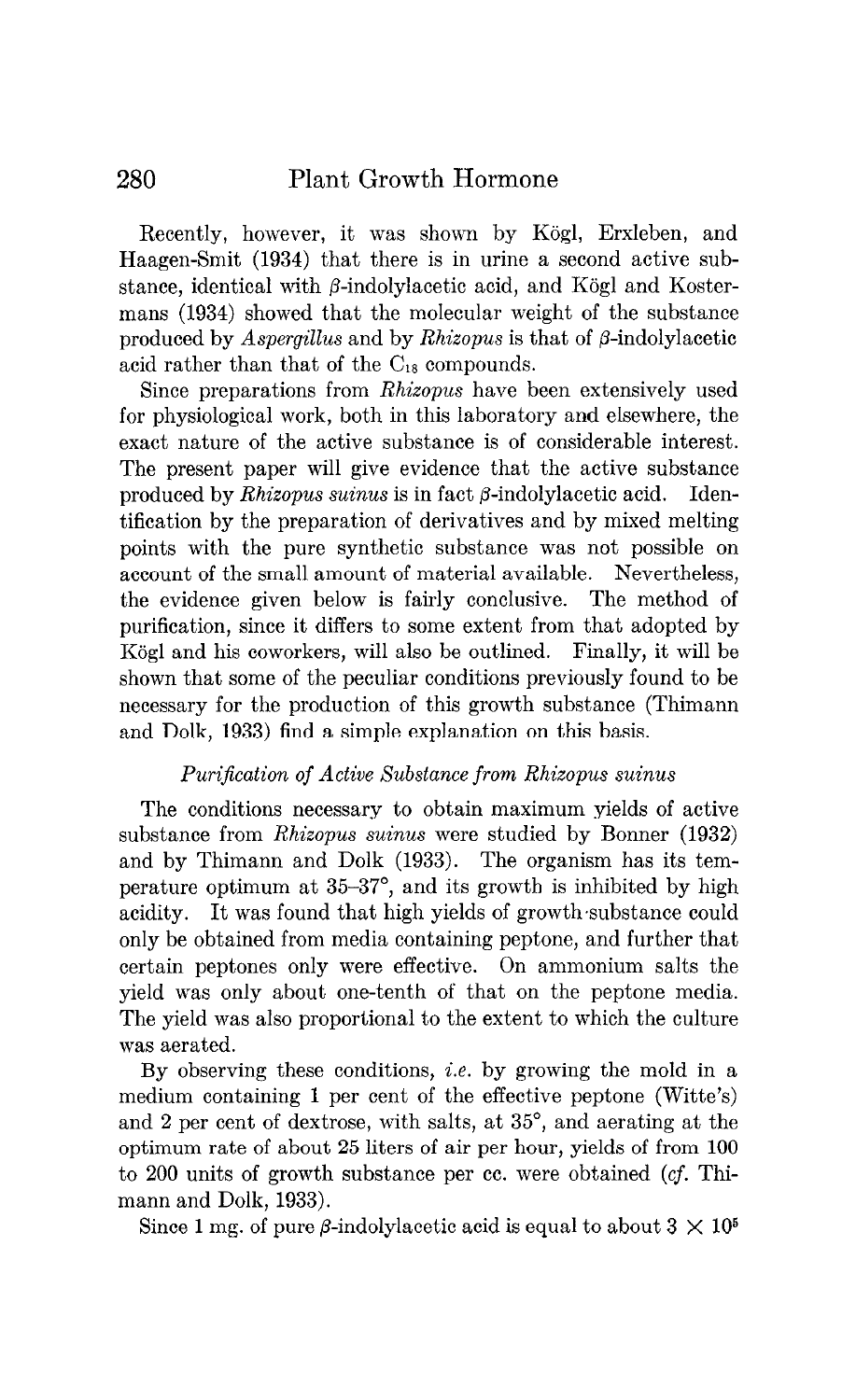Recently, however, it was shown by Kögl, Erxleben, and Haagen-Smit (1934) that there is in urine a second active substance, identical with β-indolylacetic acid, and Kögl and Kostermans (1934) showed that the molecular weight of the substance produced by *Aspergillus* and by *Rhizopus* is that of β-indolylacetic acid rather than that of the $C_{18}$ compounds.

Since preparations from *Rhizopus* have been extensively used for physiological work, both in this laboratory and elsewhere, the exact nature of the active substance is of considerable interest. The present paper will give evidence that the active substance produced by *Rhizopus suinus* is in fact β-indolylacetic acid. Identification by the preparation of derivatives and by mixed melting points with the pure synthetic substance was not possible on account of the small amount of material available. Nevertheless, the evidence given below is fairly conclusive. The method of purification, since it differs to some extent from that adopted by Kögl and his coworkers, will also be outlined. Finally, it will be shown that some of the peculiar conditions previously found to be necessary for the production of this growth substance (Thimann and Dolk, 1933) find a simple explanation on this basis.

### *Purification of Active Substance from Rhizopus suinus*

The conditions necessary to obtain maximum yields of active substance from *Rhizopus suinus* were studied by Bonner (1932) and by Thimann and Dolk (1933). The organism has its temperature optimum at 35–37°, and its growth is inhibited by high acidity. It was found that high yields of growth substance could only be obtained from media containing peptone, and further that certain peptones only were effective. On ammonium salts the yield was only about one-tenth of that on the peptone media. The yield was also proportional to the extent to which the culture was aerated.

By observing these conditions, *i.e.* by growing the mold in a medium containing 1 per cent of the effective peptone (Witte's) and 2 per cent of dextrose, with salts, at 35°, and aerating at the optimum rate of about 25 liters of air per hour, yields of from 100 to 200 units of growth substance per cc. were obtained (*cf.* Thimann and Dolk, 1933).

Since 1 mg. of pure β-indolylacetic acid is equal to about $3 \times 10^5$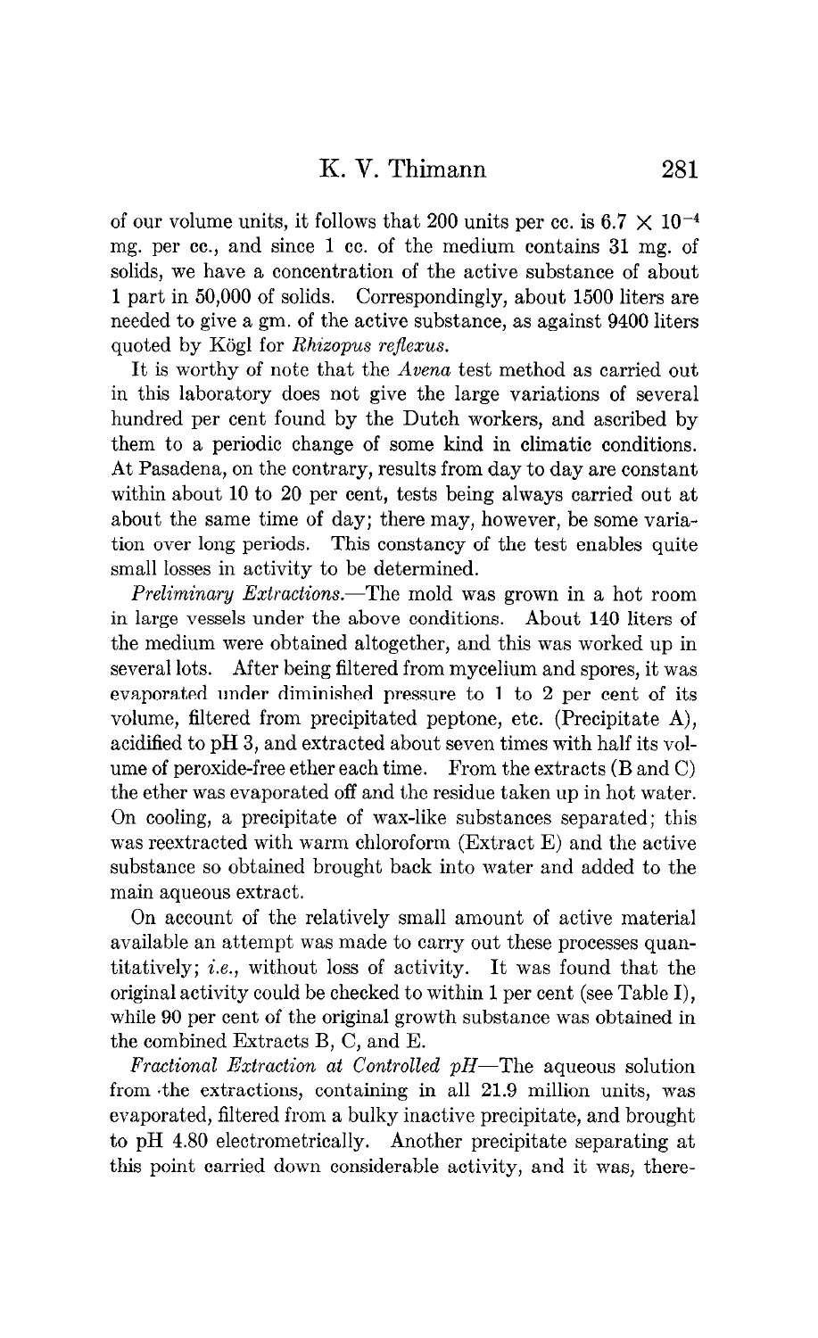of our volume units, it follows that 200 units per cc. is $6.7 \times 10^{-4}$ mg. per cc., and since 1 cc. of the medium contains 31 mg. of solids, we have a concentration of the active substance of about 1 part in 50,000 of solids. Correspondingly, about 1500 liters are needed to give a gm. of the active substance, as against 9400 liters quoted by Kögl for *Rhizopus reflexus*.

It is worthy of note that the *Avena* test method as carried out in this laboratory does not give the large variations of several hundred per cent found by the Dutch workers, and ascribed by them to a periodic change of some kind in climatic conditions. At Pasadena, on the contrary, results from day to day are constant within about 10 to 20 per cent, tests being always carried out at about the same time of day; there may, however, be some variation over long periods. This constancy of the test enables quite small losses in activity to be determined.

*Preliminary Extractions.*—The mold was grown in a hot room in large vessels under the above conditions. About 140 liters of the medium were obtained altogether, and this was worked up in several lots. After being filtered from mycelium and spores, it was evaporated under diminished pressure to 1 to 2 per cent of its volume, filtered from precipitated peptone, etc. (Precipitate A), acidified to pH 3, and extracted about seven times with half its volume of peroxide-free ether each time. From the extracts (B and C) the ether was evaporated off and the residue taken up in hot water. On cooling, a precipitate of wax-like substances separated; this was reextracted with warm chloroform (Extract E) and the active substance so obtained brought back into water and added to the main aqueous extract.

On account of the relatively small amount of active material available an attempt was made to carry out these processes quantitatively; *i.e.*, without loss of activity. It was found that the original activity could be checked to within 1 per cent (see Table I), while 90 per cent of the original growth substance was obtained in the combined Extracts B, C, and E.

*Fractional Extraction at Controlled pH*—The aqueous solution from the extractions, containing in all 21.9 million units, was evaporated, filtered from a bulky inactive precipitate, and brought to pH 4.80 electrometrically. Another precipitate separating at this point carried down considerable activity, and it was, there-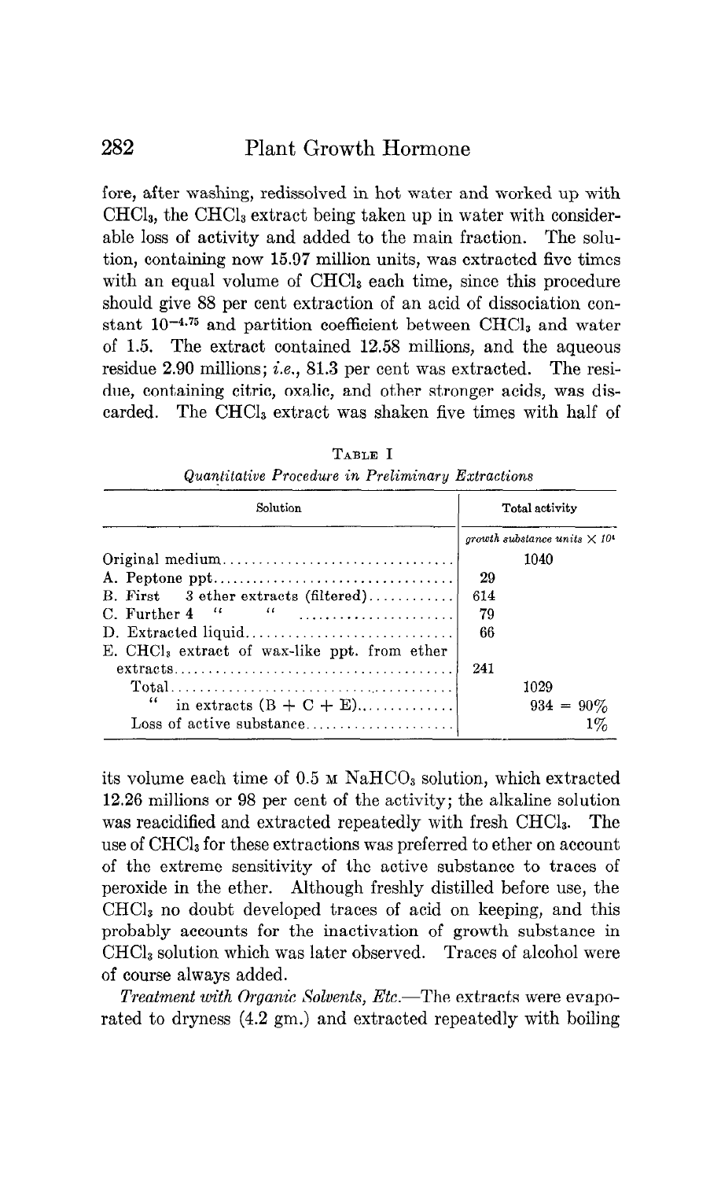fore, after washing, redissolved in hot water and worked up with $CHCl_3$, the $CHCl_3$ extract being taken up in water with considerable loss of activity and added to the main fraction. The solution, containing now 15.97 million units, was extracted five times with an equal volume of $CHCl_3$ each time, since this procedure should give 88 per cent extraction of an acid of dissociation constant $10^{-4.75}$ and partition coefficient between $CHCl_3$ and water of 1.5. The extract contained 12.58 millions, and the aqueous residue 2.90 millions; *i.e.*, 81.3 per cent was extracted. The residue, containing citric, oxalic, and other stronger acids, was discarded. The $CHCl_3$ extract was shaken five times with half of its volume each time of 0.5 M $NaHCO_3$ solution, which extracted 12.26 millions or 98 per cent of the activity; the alkaline solution was reacidified and extracted repeatedly with fresh $CHCl_3$. The use of $CHCl_3$ for these extractions was preferred to ether on account of the extreme sensitivity of the active substance to traces of peroxide in the ether. Although freshly distilled before use, the $CHCl_3$ no doubt developed traces of acid on keeping, and this probably accounts for the inactivation of growth substance in $CHCl_3$ solution which was later observed. Traces of alcohol were of course always added.

TABLE I

*Quantitative Procedure in Preliminary Extractions*

| Solution | Total activity | |
|---|---|---|
| | *growth substance units* $\times 10^4$ | |
| Original medium | | 1040 |
| A. Peptone ppt | 29 | |
| B. First 3 ether extracts (filtered) | 614 | |
| C. Further 4 " " | 79 | |
| D. Extracted liquid | 66 | |
| E. $CHCl_3$ extract of wax-like ppt. from ether extracts | 241 | |
| Total | | 1029 |
| " in extracts (B + C + E) | | 934 = 90% |
| Loss of active substance | | 1% |

*Treatment with Organic Solvents, Etc.*—The extracts were evaporated to dryness (4.2 gm.) and extracted repeatedly with boiling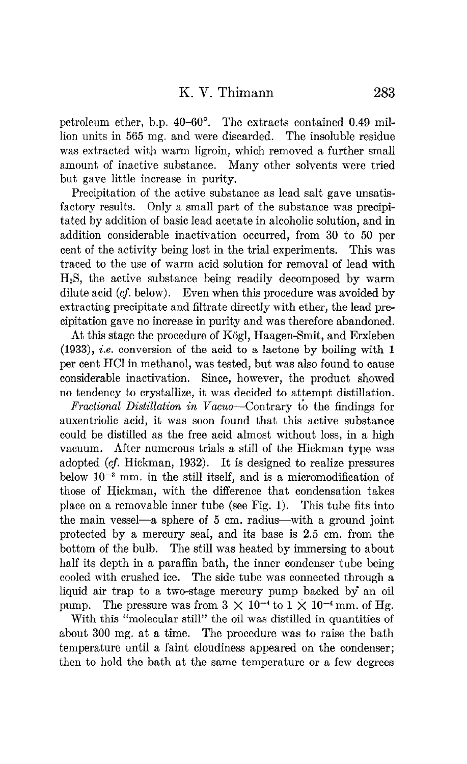petroleum ether, b.p. 40–60°. The extracts contained 0.49 million units in 565 mg. and were discarded. The insoluble residue was extracted with warm ligroin, which removed a further small amount of inactive substance. Many other solvents were tried but gave little increase in purity.

Precipitation of the active substance as lead salt gave unsatisfactory results. Only a small part of the substance was precipitated by addition of basic lead acetate in alcoholic solution, and in addition considerable inactivation occurred, from 30 to 50 per cent of the activity being lost in the trial experiments. This was traced to the use of warm acid solution for removal of lead with $H_2S$, the active substance being readily decomposed by warm dilute acid (*cf.* below). Even when this procedure was avoided by extracting precipitate and filtrate directly with ether, the lead precipitation gave no increase in purity and was therefore abandoned.

At this stage the procedure of Kögl, Haagen-Smit, and Erxleben (1933), *i.e.* conversion of the acid to a lactone by boiling with 1 per cent HCl in methanol, was tested, but was also found to cause considerable inactivation. Since, however, the product showed no tendency to crystallize, it was decided to attempt distillation.

*Fractional Distillation in Vacuo*—Contrary to the findings for auxentriolic acid, it was soon found that this active substance could be distilled as the free acid almost without loss, in a high vacuum. After numerous trials a still of the Hickman type was adopted (*cf.* Hickman, 1932). It is designed to realize pressures below $10^{-3}$ mm. in the still itself, and is a micromodification of those of Hickman, with the difference that condensation takes place on a removable inner tube (see Fig. 1). This tube fits into the main vessel—a sphere of 5 cm. radius—with a ground joint protected by a mercury seal, and its base is 2.5 cm. from the bottom of the bulb. The still was heated by immersing to about half its depth in a paraffin bath, the inner condenser tube being cooled with crushed ice. The side tube was connected through a liquid air trap to a two-stage mercury pump backed by an oil pump. The pressure was from $3 \times 10^{-4}$ to $1 \times 10^{-4}$ mm. of Hg.

With this "molecular still" the oil was distilled in quantities of about 300 mg. at a time. The procedure was to raise the bath temperature until a faint cloudiness appeared on the condenser; then to hold the bath at the same temperature or a few degrees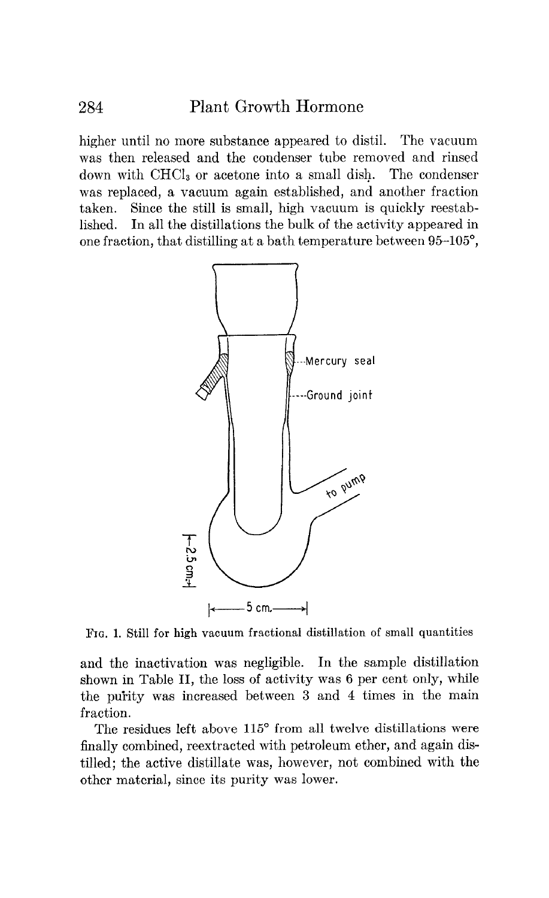higher until no more substance appeared to distil. The vacuum was then released and the condenser tube removed and rinsed down with $CHCl_3$ or acetone into a small dish. The condenser was replaced, a vacuum again established, and another fraction taken. Since the still is small, high vacuum is quickly reestablished. In all the distillations the bulk of the activity appeared in one fraction, that distilling at a bath temperature between 95–105°,

FIG. 1. Still for high vacuum fractional distillation of small quantities

and the inactivation was negligible. In the sample distillation shown in Table II, the loss of activity was 6 per cent only, while the purity was increased between 3 and 4 times in the main fraction.

The residues left above 115° from all twelve distillations were finally combined, reextracted with petroleum ether, and again distilled; the active distillate was, however, not combined with the other material, since its purity was lower.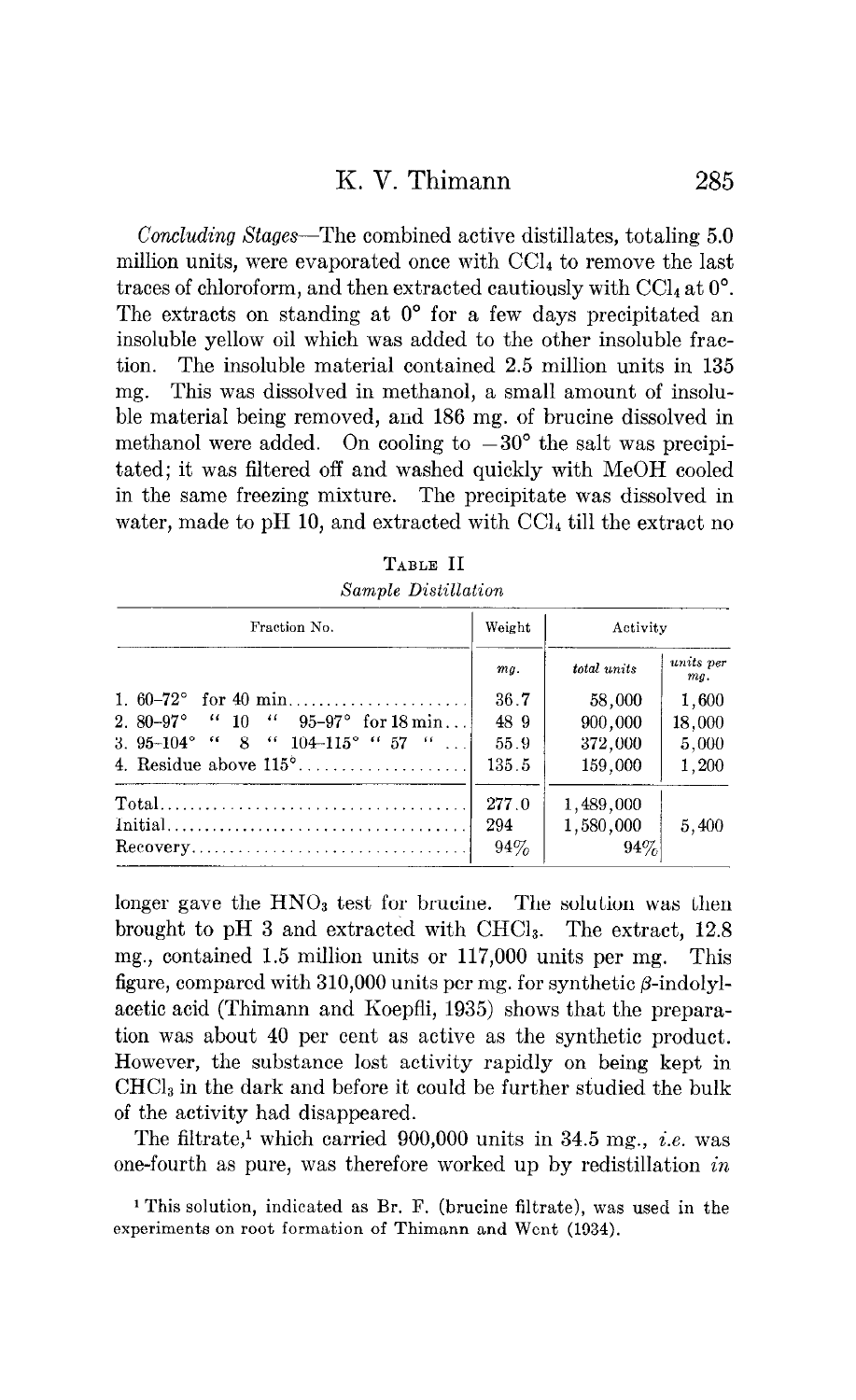*Concluding Stages*—The combined active distillates, totaling 5.0 million units, were evaporated once with $CCl_4$ to remove the last traces of chloroform, and then extracted cautiously with $CCl_4$ at 0°. The extracts on standing at 0° for a few days precipitated an insoluble yellow oil which was added to the other insoluble fraction. The insoluble material contained 2.5 million units in 135 mg. This was dissolved in methanol, a small amount of insoluble material being removed, and 186 mg. of brucine dissolved in methanol were added. On cooling to −30° the salt was precipitated; it was filtered off and washed quickly with MeOH cooled in the same freezing mixture. The precipitate was dissolved in water, made to pH 10, and extracted with $CCl_4$ till the extract no longer gave the $HNO_3$ test for brucine. The solution was then brought to pH 3 and extracted with $CHCl_3$. The extract, 12.8 mg., contained 1.5 million units or 117,000 units per mg. This figure, compared with 310,000 units per mg. for synthetic β-indolylacetic acid (Thimann and Koepfli, 1935) shows that the preparation was about 40 per cent as active as the synthetic product. However, the substance lost activity rapidly on being kept in $CHCl_3$ in the dark and before it could be further studied the bulk of the activity had disappeared.

TABLE II

*Sample Distillation*

| Fraction No. | Weight | Activity | |
|---|---|---|---|
| | *mg.* | *total units* | *units per mg.* |
| 1. 60–72° for 40 min. | 36.7 | 58,000 | 1,600 |
| 2. 80–97° " 10 " 95–97° for 18 min. | 48 9 | 900,000 | 18,000 |
| 3. 95–104° " 8 " 104–115° " 57 " | 55.9 | 372,000 | 5,000 |
| 4. Residue above 115° | 135.5 | 159,000 | 1,200 |
| Total | 277.0 | 1,489,000 | |
| Initial | 294 | 1,580,000 | 5,400 |
| Recovery | 94% | 94% | |

The filtrate,[1] which carried 900,000 units in 34.5 mg., *i.e.* was one-fourth as pure, was therefore worked up by redistillation *in*

[1] This solution, indicated as Br. F. (brucine filtrate), was used in the experiments on root formation of Thimann and Went (1934).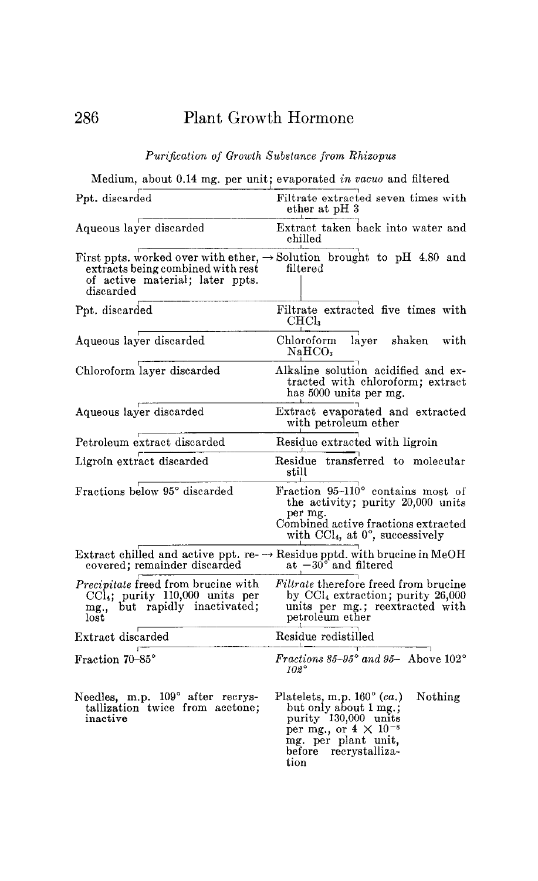*Purification of Growth Substance from Rhizopus*

Medium, about 0.14 mg. per unit; evaporated *in vacuo* and filtered

| Discarded / side branch | Main line |
| --- | --- |
| Ppt. discarded | Filtrate extracted seven times with ether at pH 3 |
| Aqueous layer discarded | Extract taken back into water and chilled |
| First ppts. worked over with ether, extracts being combined with rest of active material; later ppts. discarded → | Solution brought to pH 4.80 and filtered |
| Ppt. discarded | Filtrate extracted five times with $CHCl_3$ |
| Aqueous layer discarded | Chloroform layer shaken with $NaHCO_3$ |
| Chloroform layer discarded | Alkaline solution acidified and extracted with chloroform; extract has 5000 units per mg. |
| Aqueous layer discarded | Extract evaporated and extracted with petroleum ether |
| Petroleum extract discarded | Residue extracted with ligroin |
| Ligroin extract discarded | Residue transferred to molecular still |
| Fractions below 95° discarded | Fraction 95–110° contains most of the activity; purity 20,000 units per mg. Combined active fractions extracted with $CCl_4$, at 0°, successively |
| Extract chilled and active ppt. recovered; remainder discarded → | Residue pptd. with brucine in MeOH at −30° and filtered |
| *Precipitate* freed from brucine with $CCl_4$; purity 110,000 units per mg., but rapidly inactivated; lost | *Filtrate* therefore freed from brucine by $CCl_4$ extraction; purity 26,000 units per mg.; reextracted with petroleum ether |
| Extract discarded | Residue redistilled |

| Fraction 70–85° | *Fractions 85–95° and 95–102°* | Above 102° |
| --- | --- | --- |
| Needles, m.p. 109° after recrystallization twice from acetone; inactive | Platelets, m.p. 160° (*ca.*) but only about 1 mg.; purity 130,000 units per mg., or $4 \times 10^{-8}$ mg. per plant unit, before recrystallization | Nothing |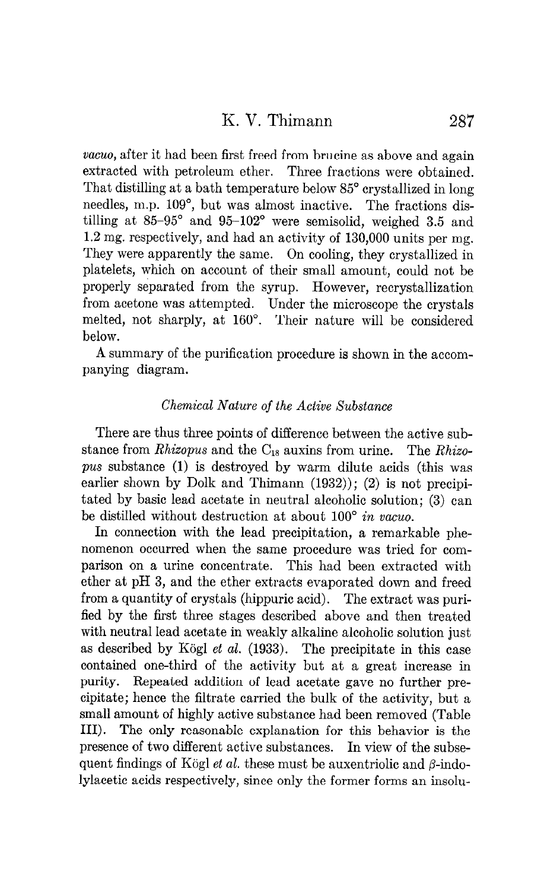*vacuo*, after it had been first freed from brucine as above and again extracted with petroleum ether. Three fractions were obtained. That distilling at a bath temperature below 85° crystallized in long needles, m.p. 109°, but was almost inactive. The fractions distilling at 85–95° and 95–102° were semisolid, weighed 3.5 and 1.2 mg. respectively, and had an activity of 130,000 units per mg. They were apparently the same. On cooling, they crystallized in platelets, which on account of their small amount, could not be properly separated from the syrup. However, recrystallization from acetone was attempted. Under the microscope the crystals melted, not sharply, at 160°. Their nature will be considered below.

A summary of the purification procedure is shown in the accompanying diagram.

### *Chemical Nature of the Active Substance*

There are thus three points of difference between the active substance from *Rhizopus* and the $C_{18}$ auxins from urine. The *Rhizopus* substance (1) is destroyed by warm dilute acids (this was earlier shown by Dolk and Thimann (1932)); (2) is not precipitated by basic lead acetate in neutral alcoholic solution; (3) can be distilled without destruction at about 100° *in vacuo*.

In connection with the lead precipitation, a remarkable phenomenon occurred when the same procedure was tried for comparison on a urine concentrate. This had been extracted with ether at pH 3, and the ether extracts evaporated down and freed from a quantity of crystals (hippuric acid). The extract was purified by the first three stages described above and then treated with neutral lead acetate in weakly alkaline alcoholic solution just as described by Kögl *et al.* (1933). The precipitate in this case contained one-third of the activity but at a great increase in purity. Repeated addition of lead acetate gave no further precipitate; hence the filtrate carried the bulk of the activity, but a small amount of highly active substance had been removed (Table III). The only reasonable explanation for this behavior is the presence of two different active substances. In view of the subsequent findings of Kögl *et al.* these must be auxentriolic and $\beta$-indolylacetic acids respectively, since only the former forms an insolu-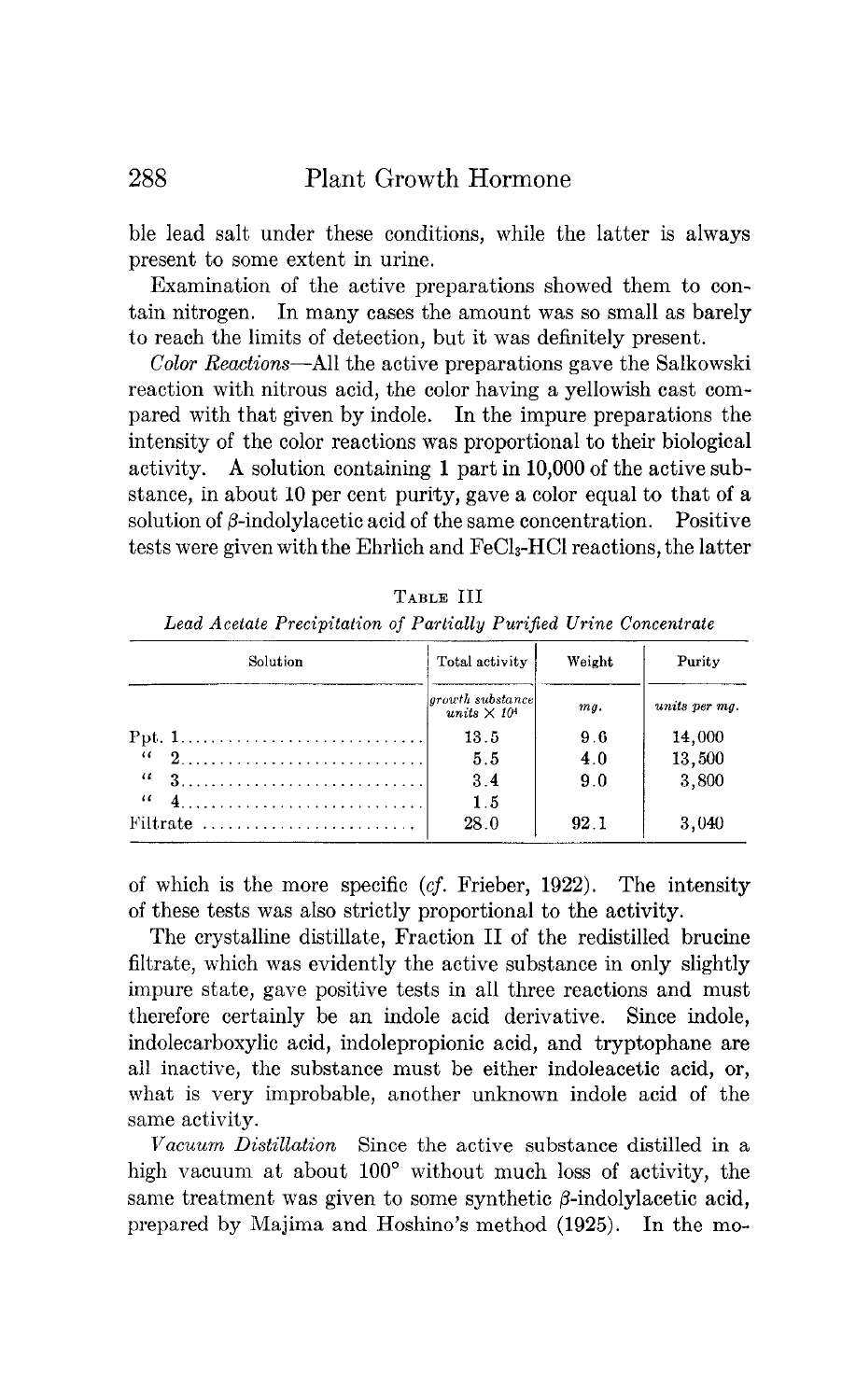ble lead salt under these conditions, while the latter is always present to some extent in urine.

Examination of the active preparations showed them to contain nitrogen. In many cases the amount was so small as barely to reach the limits of detection, but it was definitely present.

*Color Reactions*—All the active preparations gave the Salkowski reaction with nitrous acid, the color having a yellowish cast compared with that given by indole. In the impure preparations the intensity of the color reactions was proportional to their biological activity. A solution containing 1 part in 10,000 of the active substance, in about 10 per cent purity, gave a color equal to that of a solution of $\beta$-indolylacetic acid of the same concentration. Positive tests were given with the Ehrlich and $FeCl_3$-HCl reactions, the latter of which is the more specific (*cf.* Frieber, 1922). The intensity of these tests was also strictly proportional to the activity.

TABLE III

*Lead Acetate Precipitation of Partially Purified Urine Concentrate*

| Solution | Total activity | Weight | Purity |
|---|---|---|---|
| | *growth substance units* $\times 10^4$ | *mg.* | *units per mg.* |
| Ppt. 1 | 13.5 | 9.6 | 14,000 |
| " 2 | 5.5 | 4.0 | 13,500 |
| " 3 | 3.4 | 9.0 | 3,800 |
| " 4 | 1.5 | | |
| Filtrate | 28.0 | 92.1 | 3,040 |

The crystalline distillate, Fraction II of the redistilled brucine filtrate, which was evidently the active substance in only slightly impure state, gave positive tests in all three reactions and must therefore certainly be an indole acid derivative. Since indole, indolecarboxylic acid, indolepropionic acid, and tryptophane are all inactive, the substance must be either indoleacetic acid, or, what is very improbable, another unknown indole acid of the same activity.

*Vacuum Distillation*—Since the active substance distilled in a high vacuum at about 100° without much loss of activity, the same treatment was given to some synthetic $\beta$-indolylacetic acid, prepared by Majima and Hoshino's method (1925). In the mo-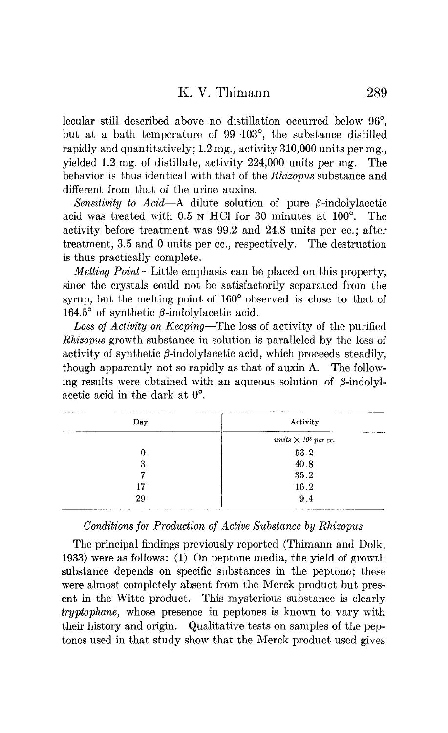lecular still described above no distillation occurred below 96°, but at a bath temperature of 99–103°, the substance distilled rapidly and quantitatively; 1.2 mg., activity 310,000 units per mg., yielded 1.2 mg. of distillate, activity 224,000 units per mg. The behavior is thus identical with that of the *Rhizopus* substance and different from that of the urine auxins.

*Sensitivity to Acid*—A dilute solution of pure β-indolylacetic acid was treated with 0.5 N HCl for 30 minutes at 100°. The activity before treatment was 99.2 and 24.8 units per cc.; after treatment, 3.5 and 0 units per cc., respectively. The destruction is thus practically complete.

*Melting Point*—Little emphasis can be placed on this property, since the crystals could not be satisfactorily separated from the syrup, but the melting point of 160° observed is close to that of 164.5° of synthetic β-indolylacetic acid.

*Loss of Activity on Keeping*—The loss of activity of the purified *Rhizopus* growth substance in solution is paralleled by the loss of activity of synthetic β-indolylacetic acid, which proceeds steadily, though apparently not so rapidly as that of auxin A. The following results were obtained with an aqueous solution of β-indolylacetic acid in the dark at 0°.

| Day | Activity |
|---|---|
| | *units* $\times$ $10^3$ *per cc.* |
| 0 | 53.2 |
| 3 | 40.8 |
| 7 | 35.2 |
| 17 | 16.2 |
| 29 | 9.4 |

### *Conditions for Production of Active Substance by Rhizopus*

The principal findings previously reported (Thimann and Dolk, 1933) were as follows: (1) On peptone media, the yield of growth substance depends on specific substances in the peptone; these were almost completely absent from the Merck product but present in the Witte product. This mysterious substance is clearly *tryptophane*, whose presence in peptones is known to vary with their history and origin. Qualitative tests on samples of the peptones used in that study show that the Merck product used gives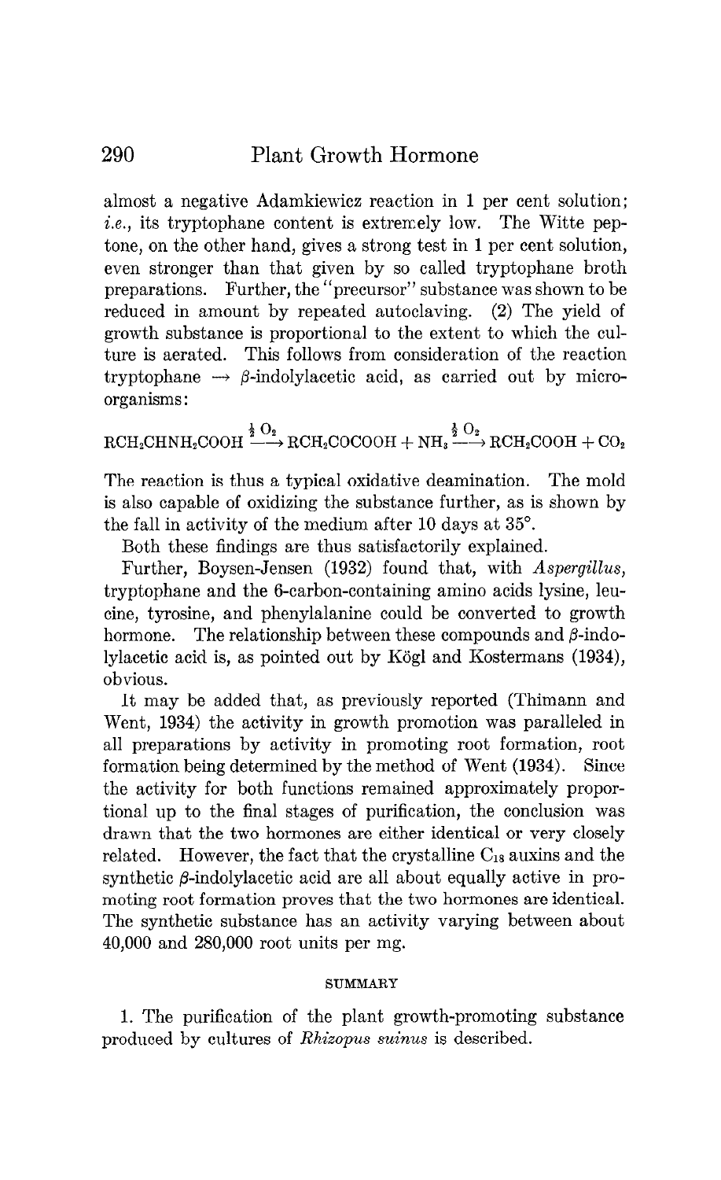almost a negative Adamkiewicz reaction in 1 per cent solution; *i.e.*, its tryptophane content is extremely low. The Witte peptone, on the other hand, gives a strong test in 1 per cent solution, even stronger than that given by so called tryptophane broth preparations. Further, the "precursor" substance was shown to be reduced in amount by repeated autoclaving. (2) The yield of growth substance is proportional to the extent to which the culture is aerated. This follows from consideration of the reaction tryptophane $\rightarrow$ $\beta$-indolylacetic acid, as carried out by microorganisms:

$$RCH_2CHNH_2COOH \xrightarrow{\frac{1}{2}O_2} RCH_2COCOOH + NH_3 \xrightarrow{\frac{1}{2}O_2} RCH_2COOH + CO_2$$

The reaction is thus a typical oxidative deamination. The mold is also capable of oxidizing the substance further, as is shown by the fall in activity of the medium after 10 days at 35°.

Both these findings are thus satisfactorily explained.

Further, Boysen-Jensen (1932) found that, with *Aspergillus*, tryptophane and the 6-carbon-containing amino acids lysine, leucine, tyrosine, and phenylalanine could be converted to growth hormone. The relationship between these compounds and $\beta$-indolylacetic acid is, as pointed out by Kögl and Kostermans (1934), obvious.

It may be added that, as previously reported (Thimann and Went, 1934) the activity in growth promotion was paralleled in all preparations by activity in promoting root formation, root formation being determined by the method of Went (1934). Since the activity for both functions remained approximately proportional up to the final stages of purification, the conclusion was drawn that the two hormones are either identical or very closely related. However, the fact that the crystalline $C_{18}$ auxins and the synthetic $\beta$-indolylacetic acid are all about equally active in promoting root formation proves that the two hormones are identical. The synthetic substance has an activity varying between about 40,000 and 280,000 root units per mg.

## SUMMARY

1. The purification of the plant growth-promoting substance produced by cultures of *Rhizopus suinus* is described.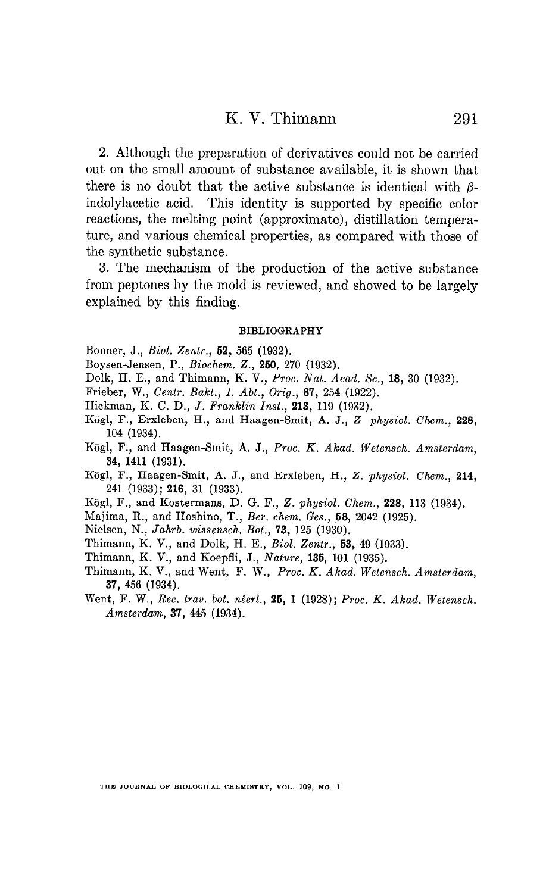2. Although the preparation of derivatives could not be carried out on the small amount of substance available, it is shown that there is no doubt that the active substance is identical with β-indolylacetic acid. This identity is supported by specific color reactions, the melting point (approximate), distillation temperature, and various chemical properties, as compared with those of the synthetic substance.

3. The mechanism of the production of the active substance from peptones by the mold is reviewed, and showed to be largely explained by this finding.

## BIBLIOGRAPHY

Bonner, J., *Biol. Zentr.*, **52**, 565 (1932).

Boysen-Jensen, P., *Biochem. Z.*, **250**, 270 (1932).

Dolk, H. E., and Thimann, K. V., *Proc. Nat. Acad. Sc.*, **18**, 30 (1932).

Frieber, W., *Centr. Bakt., 1. Abt., Orig.*, **87**, 254 (1922).

Hickman, K. C. D., *J. Franklin Inst.*, **213**, 119 (1932).

Kögl, F., Erxleben, H., and Haagen-Smit, A. J., *Z physiol. Chem.*, **228**, 104 (1934).

Kögl, F., and Haagen-Smit, A. J., *Proc. K. Akad. Wetensch. Amsterdam*, **34**, 1411 (1931).

Kögl, F., Haagen-Smit, A. J., and Erxleben, H., *Z. physiol. Chem.*, **214**, 241 (1933); **216**, 31 (1933).

Kögl, F., and Kostermans, D. G. F., *Z. physiol. Chem.*, **228**, 113 (1934).

Majima, R., and Hoshino, T., *Ber. chem. Ges.*, **58**, 2042 (1925).

Nielsen, N., *Jahrb. wissensch. Bot.*, **73**, 125 (1930).

Thimann, K. V., and Dolk, H. E., *Biol. Zentr.*, **53**, 49 (1933).

Thimann, K. V., and Koepfli, J., *Nature*, **135**, 101 (1935).

Thimann, K. V., and Went, F. W., *Proc. K. Akad. Wetensch. Amsterdam*, **37**, 456 (1934).

Went, F. W., *Rec. trav. bot. néerl.*, **25**, 1 (1928); *Proc. K. Akad. Wetensch. Amsterdam*, **37**, 445 (1934).